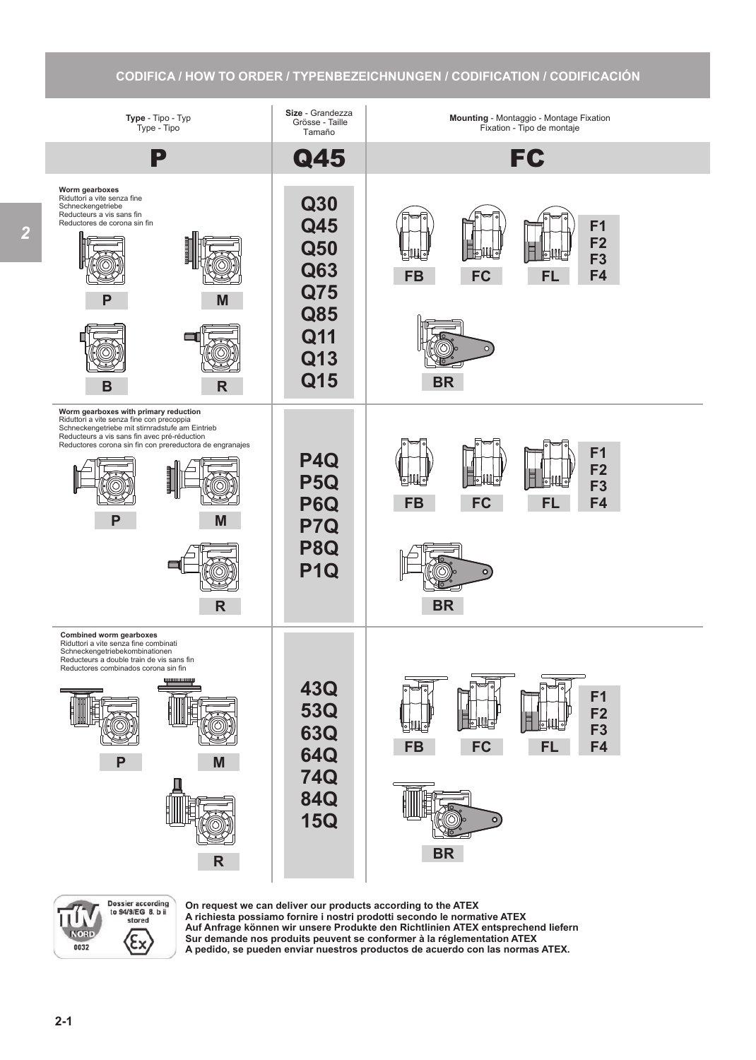## CODIFICA / HOW TO ORDER / TYPENBEZEICHNUNGEN / CODIFICATION / CODIFICACIÓN

| **Type** - Tipo - Typ Type - Tipo | **Size** - Grandezza Grösse - Taille Tamaño | **Mounting** - Montaggio - Montage Fixation Fixation - Tipo de montaje |
|---|---|---|
| **P** | **Q45** | **FC** |

### Worm gearboxes
Riduttori a vite senza fine
Schneckengetriebe
Reducteurs a vis sans fin
Reductores de corona sin fin

Type: **P**, **M**, **B**, **R**

Size: **Q30**, **Q45**, **Q50**, **Q63**, **Q75**, **Q85**, **Q11**, **Q13**, **Q15**

Mounting: **FB**, **FC**, **FL**, **F1**, **F2**, **F3**, **F4**, **BR**

### Worm gearboxes with primary reduction
Riduttori a vite senza fine con precoppia
Schneckengetriebe mit stirnradstufe am Eintrieb
Reducteurs a vis sans fin avec pré-réduction
Reductores corona sin fin con prereductora de engranajes

Type: **P**, **M**, **R**

Size: **P4Q**, **P5Q**, **P6Q**, **P7Q**, **P8Q**, **P1Q**

Mounting: **FB**, **FC**, **FL**, **F1**, **F2**, **F3**, **F4**, **BR**

### Combined worm gearboxes
Riduttori a vite senza fine combinati
Schneckengetriebekombinationen
Reducteurs a double train de vis sans fin
Reductores combinados corona sin fin

Type: **P**, **M**, **R**

Size: **43Q**, **53Q**, **63Q**, **64Q**, **74Q**, **84Q**, **15Q**

Mounting: **FB**, **FC**, **FL**, **F1**, **F2**, **F3**, **F4**, **BR**

TÜV NORD 0032 – Dossier according to 94/9/EG 8. b ii stored

**On request we can deliver our products according to the ATEX**
**A richiesta possiamo fornire i nostri prodotti secondo le normative ATEX**
**Auf Anfrage können wir unsere Produkte den Richtlinien ATEX entsprechend liefern**
**Sur demande nos produits peuvent se conformer à la réglementation ATEX**
**A pedido, se pueden enviar nuestros productos de acuerdo con las normas ATEX.**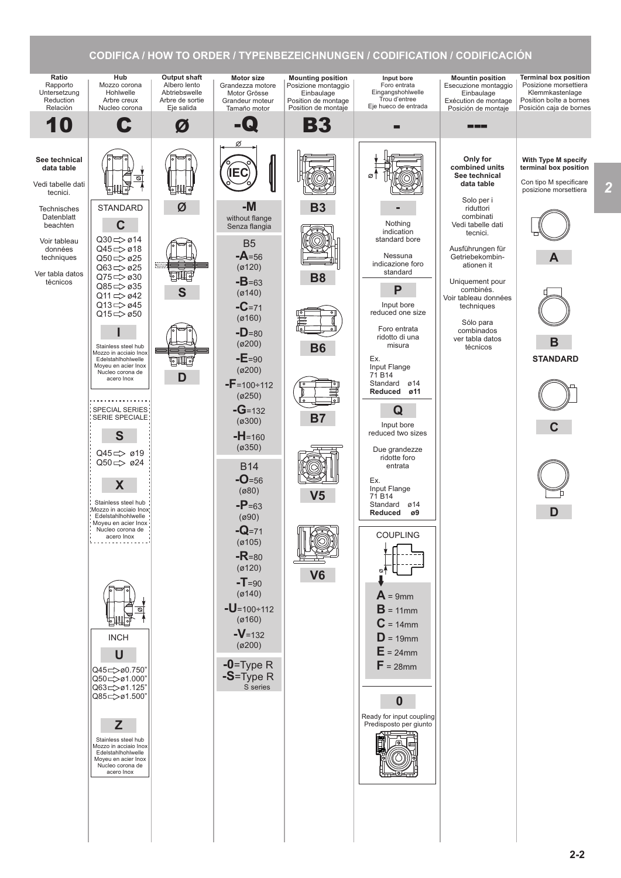## CODIFICA / HOW TO ORDER / TYPENBEZEICHNUNGEN / CODIFICATION / CODIFICACIÓN

| Ratio<br>Rapporto<br>Untersetzung<br>Reduction<br>Relación | Hub<br>Mozzo corona<br>Hohlwelle<br>Arbre creux<br>Nucleo corona | Output shaft<br>Albero lento<br>Abtriebswelle<br>Arbre de sortie<br>Eje salida | Motor size<br>Grandezza motore<br>Motor Grösse<br>Grandeur moteur<br>Tamaño motor | Mounting position<br>Posizione montaggio<br>Einbaulage<br>Position de montage<br>Position de montaje | Input bore<br>Foro entrata<br>Eingangshohlwelle<br>Trou d'entree<br>Eje hueco de entrada | Mountin position<br>Esecuzione montaggio<br>Einbaulage<br>Exécution de montage<br>Posición de montaje | Terminal box position<br>Posizione morsettiera<br>Klemmkastenlage<br>Position boîte a bornes<br>Posición caja de bornes |
|---|---|---|---|---|---|---|---|
| **10** | **C** | **Ø** | **-Q** | **B3** | **-** | **---** | |

### Ratio
**See technical data table**

Vedi tabelle dati tecnici.

Technisches Datenblatt beachten

Voir tableau données techniques

Ver tabla datos técnicos

### Hub
STANDARD

**C**

- Q30 ⇒ ø14
- Q45 ⇒ ø18
- Q50 ⇒ ø25
- Q63 ⇒ ø25
- Q75 ⇒ ø30
- Q85 ⇒ ø35
- Q11 ⇒ ø42
- Q13 ⇒ ø45
- Q15 ⇒ ø50

**I**

Stainless steel hub
Mozzo in acciaio Inox
Edelstahlhohlwelle
Moyeu en acier Inox
Nucleo corona de acero Inox

SPECIAL SERIES
SERIE SPECIALE

**S**

- Q45 ⇒ ø19
- Q50 ⇒ ø24

**X**

Stainless steel hub
Mozzo in acciaio Inox
Edelstahlhohlwelle
Moyeu en acier Inox
Nucleo corona de acero Inox

INCH

**U**

- Q45 ⇒ ø0.750"
- Q50 ⇒ ø1.000"
- Q63 ⇒ ø1.125"
- Q85 ⇒ ø1.500"

**Z**

Stainless steel hub
Mozzo in acciaio Inox
Edelstahlhohlwelle
Moyeu en acier Inox
Nucleo corona de acero Inox

### Output shaft
- **Ø**
- **S**
- **D**

### Motor size
IEC

**-M** without flange
Senza flangia

B5
- **-A**=56 (ø120)
- **-B**=63 (ø140)
- **-C**=71 (ø160)
- **-D**=80 (ø200)
- **-E**=90 (ø200)
- **-F**=100÷112 (ø250)
- **-G**=132 (ø300)
- **-H**=160 (ø350)

B14
- **-O**=56 (ø80)
- **-P**=63 (ø90)
- **-Q**=71 (ø105)
- **-R**=80 (ø120)
- **-T**=90 (ø140)
- **-U**=100÷112 (ø160)
- **-V**=132 (ø200)

**-0**=Type R
**-S**=Type R S series

### Mounting position
- **B3**
- **B8**
- **B6**
- **B7**
- **V5**
- **V6**

### Input bore
**-**

Nothing indication standard bore

Nessuna indicazione foro standard

**P**

Input bore reduced one size

Foro entrata ridotto di una misura

Ex.
Input Flange 71 B14
Standard ø14
**Reduced ø11**

**Q**

Input bore reduced two sizes

Due grandezze ridotte foro entrata

Ex.
Input Flange 71 B14
Standard ø14
**Reduced ø9**

COUPLING

- **A** = 9mm
- **B** = 11mm
- **C** = 14mm
- **D** = 19mm
- **E** = 24mm
- **F** = 28mm

**0**

Ready for input coupling
Predisposto per giunto

### Mountin position
**Only for combined units See technical data table**

Solo per i riduttori combinati Vedi tabelle dati tecnici.

Ausführungen für Getriebekombinationen it

Uniquement pour combinés. Voir tableau données techniques

Sólo para combinados ver tabla datos técnicos

### Terminal box position
**With Type M specify terminal box position**

Con tipo M specificare posizione morsettiera

- **A**
- **B** **STANDARD**
- **C**
- **D**